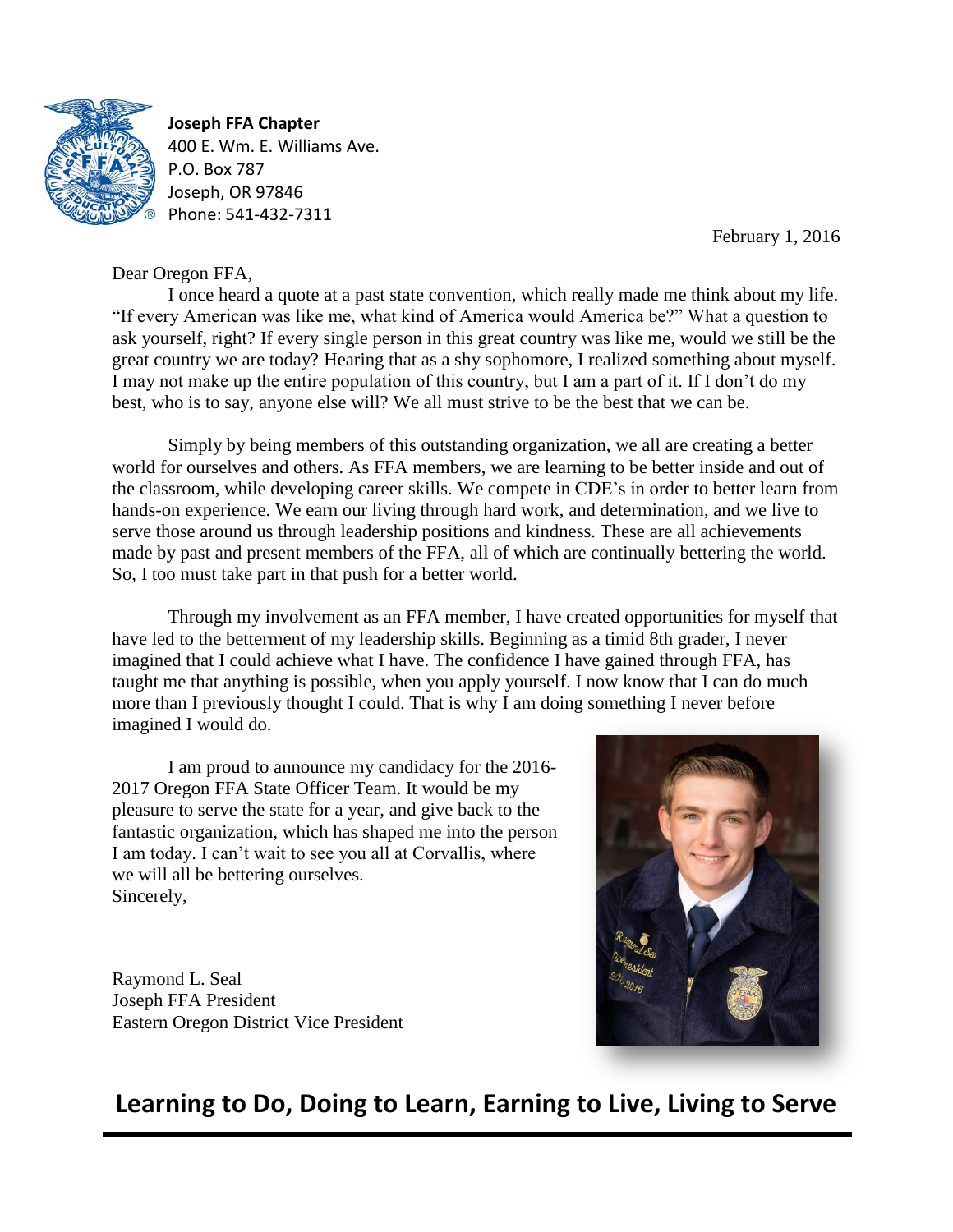**Joseph FFA Chapter**
400 E. Wm. E. Williams Ave.
P.O. Box 787
Joseph, OR 97846
Phone: 541-432-7311

February 1, 2016

Dear Oregon FFA,

I once heard a quote at a past state convention, which really made me think about my life. "If every American was like me, what kind of America would America be?" What a question to ask yourself, right? If every single person in this great country was like me, would we still be the great country we are today? Hearing that as a shy sophomore, I realized something about myself. I may not make up the entire population of this country, but I am a part of it. If I don't do my best, who is to say, anyone else will? We all must strive to be the best that we can be.

Simply by being members of this outstanding organization, we all are creating a better world for ourselves and others. As FFA members, we are learning to be better inside and out of the classroom, while developing career skills. We compete in CDE's in order to better learn from hands-on experience. We earn our living through hard work, and determination, and we live to serve those around us through leadership positions and kindness. These are all achievements made by past and present members of the FFA, all of which are continually bettering the world. So, I too must take part in that push for a better world.

Through my involvement as an FFA member, I have created opportunities for myself that have led to the betterment of my leadership skills. Beginning as a timid 8th grader, I never imagined that I could achieve what I have. The confidence I have gained through FFA, has taught me that anything is possible, when you apply yourself. I now know that I can do much more than I previously thought I could. That is why I am doing something I never before imagined I would do.

I am proud to announce my candidacy for the 2016-2017 Oregon FFA State Officer Team. It would be my pleasure to serve the state for a year, and give back to the fantastic organization, which has shaped me into the person I am today. I can't wait to see you all at Corvallis, where we will all be bettering ourselves.

Sincerely,

Raymond L. Seal
Joseph FFA President
Eastern Oregon District Vice President

**Learning to Do, Doing to Learn, Earning to Live, Living to Serve**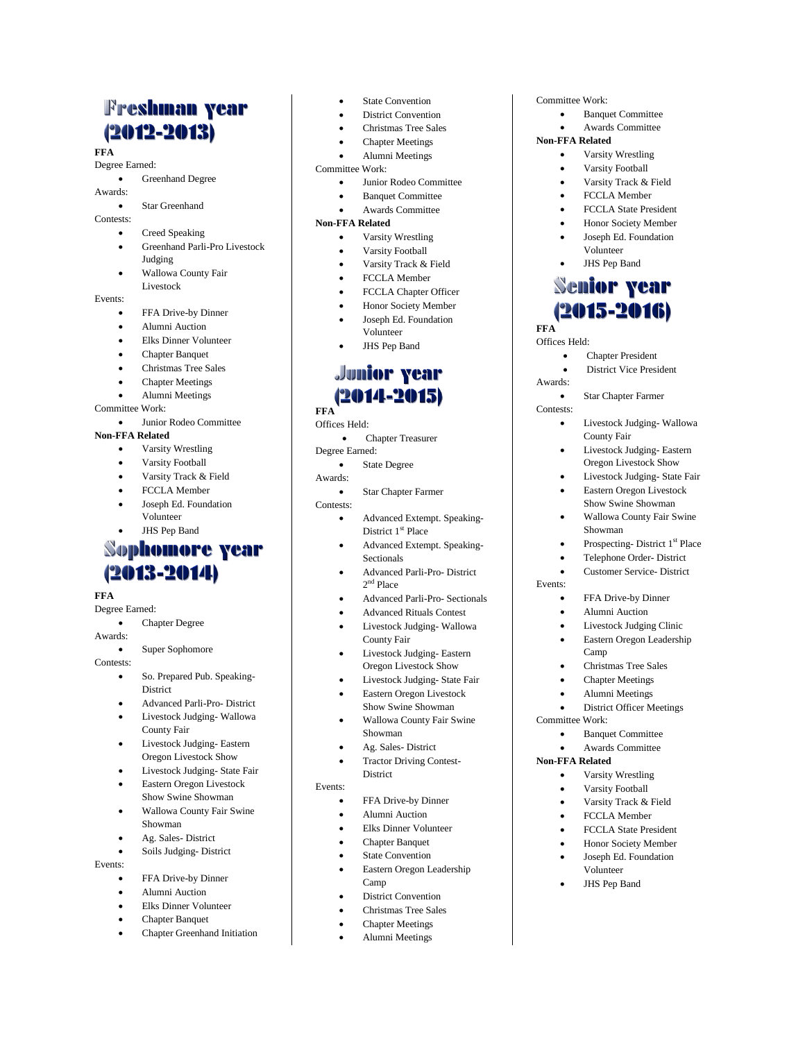# Freshman year (2012-2013)

**FFA**

Degree Earned:

- Greenhand Degree

Awards:

- Star Greenhand

Contests:

- Creed Speaking
- Greenhand Parli-Pro Livestock Judging
- Wallowa County Fair Livestock

Events:

- FFA Drive-by Dinner
- Alumni Auction
- Elks Dinner Volunteer
- Chapter Banquet
- Christmas Tree Sales
- Chapter Meetings
- Alumni Meetings

Committee Work:

- Junior Rodeo Committee

**Non-FFA Related**

- Varsity Wrestling
- Varsity Football
- Varsity Track & Field
- FCCLA Member
- Joseph Ed. Foundation Volunteer
- JHS Pep Band

# Sophomore year (2013-2014)

**FFA**

Degree Earned:

- Chapter Degree

Awards:

- Super Sophomore

Contests:

- So. Prepared Pub. Speaking- District
- Advanced Parli-Pro- District
- Livestock Judging- Wallowa County Fair
- Livestock Judging- Eastern Oregon Livestock Show
- Livestock Judging- State Fair
- Eastern Oregon Livestock Show Swine Showman
- Wallowa County Fair Swine Showman
- Ag. Sales- District
- Soils Judging- District

Events:

- FFA Drive-by Dinner
- Alumni Auction
- Elks Dinner Volunteer
- Chapter Banquet
- Chapter Greenhand Initiation
- State Convention
- District Convention
- Christmas Tree Sales
- Chapter Meetings
- Alumni Meetings

Committee Work:

- Junior Rodeo Committee
- Banquet Committee
- Awards Committee

**Non-FFA Related**

- Varsity Wrestling
- Varsity Football
- Varsity Track & Field
- FCCLA Member
- FCCLA Chapter Officer
- Honor Society Member
- Joseph Ed. Foundation Volunteer
- JHS Pep Band

# Junior year (2014-2015)

**FFA**

Offices Held:

- Chapter Treasurer

Degree Earned:

- State Degree

Awards:

- Star Chapter Farmer

Contests:

- Advanced Extempt. Speaking- District 1st Place
- Advanced Extempt. Speaking- Sectionals
- Advanced Parli-Pro- District 2nd Place
- Advanced Parli-Pro- Sectionals
- Advanced Rituals Contest
- Livestock Judging- Wallowa County Fair
- Livestock Judging- Eastern Oregon Livestock Show
- Livestock Judging- State Fair
- Eastern Oregon Livestock Show Swine Showman
- Wallowa County Fair Swine Showman
- Ag. Sales- District
- Tractor Driving Contest- District

Events:

- FFA Drive-by Dinner
- Alumni Auction
- Elks Dinner Volunteer
- Chapter Banquet
- State Convention
- Eastern Oregon Leadership Camp
- District Convention
- Christmas Tree Sales
- Chapter Meetings
- Alumni Meetings

Committee Work:

- Banquet Committee
- Awards Committee

**Non-FFA Related**

- Varsity Wrestling
- Varsity Football
- Varsity Track & Field
- FCCLA Member
- FCCLA State President
- Honor Society Member
- Joseph Ed. Foundation Volunteer
- JHS Pep Band

# Senior year (2015-2016)

**FFA**

Offices Held:

- Chapter President
- District Vice President

Awards:

- Star Chapter Farmer

Contests:

- Livestock Judging- Wallowa County Fair
- Livestock Judging- Eastern Oregon Livestock Show
- Livestock Judging- State Fair
- Eastern Oregon Livestock Show Swine Showman
- Wallowa County Fair Swine Showman
- Prospecting- District 1st Place
- Telephone Order- District
- Customer Service- District

Events:

- FFA Drive-by Dinner
- Alumni Auction
- Livestock Judging Clinic
- Eastern Oregon Leadership Camp
- Christmas Tree Sales
- Chapter Meetings
- Alumni Meetings
- District Officer Meetings

Committee Work:

- Banquet Committee
- Awards Committee

**Non-FFA Related**

- Varsity Wrestling
- Varsity Football
- Varsity Track & Field
- FCCLA Member
- FCCLA State President
- Honor Society Member
- Joseph Ed. Foundation Volunteer
- JHS Pep Band